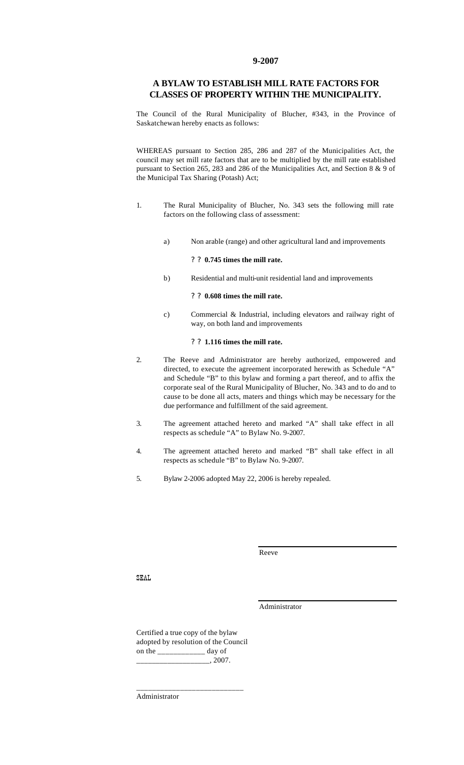**9-2007**

## A BYLAW TO ESTABLISH MILL RATE FACTORS FOR CLASSES OF PROPERTY WITHIN THE MUNICIPALITY.

The Council of the Rural Municipality of Blucher, #343, in the Province of Saskatchewan hereby enacts as follows:

WHEREAS pursuant to Section 285, 286 and 287 of the Municipalities Act, the council may set mill rate factors that are to be multiplied by the mill rate established pursuant to Section 265, 283 and 286 of the Municipalities Act, and Section 8 & 9 of the Municipal Tax Sharing (Potash) Act;

1. The Rural Municipality of Blucher, No. 343 sets the following mill rate factors on the following class of assessment:

   a) Non arable (range) and other agricultural land and improvements

      ? ? **0.745 times the mill rate.**

   b) Residential and multi-unit residential land and improvements

      ? ? **0.608 times the mill rate.**

   c) Commercial & Industrial, including elevators and railway right of way, on both land and improvements

      ? ? **1.116 times the mill rate.**

2. The Reeve and Administrator are hereby authorized, empowered and directed, to execute the agreement incorporated herewith as Schedule "A" and Schedule "B" to this bylaw and forming a part thereof, and to affix the corporate seal of the Rural Municipality of Blucher, No. 343 and to do and to cause to be done all acts, maters and things which may be necessary for the due performance and fulfillment of the said agreement.

3. The agreement attached hereto and marked "A" shall take effect in all respects as schedule "A" to Bylaw No. 9-2007.

4. The agreement attached hereto and marked "B" shall take effect in all respects as schedule "B" to Bylaw No. 9-2007.

5. Bylaw 2-2006 adopted May 22, 2006 is hereby repealed.

\_\_\_\_\_\_\_\_\_\_\_\_\_\_\_\_\_\_\_\_\_\_\_\_\_\_\_\_

Reeve

SEAL

\_\_\_\_\_\_\_\_\_\_\_\_\_\_\_\_\_\_\_\_\_\_\_\_\_\_\_\_

Administrator

Certified a true copy of the bylaw adopted by resolution of the Council on the \_\_\_\_\_\_\_\_\_\_\_\_ day of \_\_\_\_\_\_\_\_\_\_\_\_\_\_\_\_\_\_\_, 2007.

\_\_\_\_\_\_\_\_\_\_\_\_\_\_\_\_\_\_\_\_\_\_\_\_\_\_\_\_

Administrator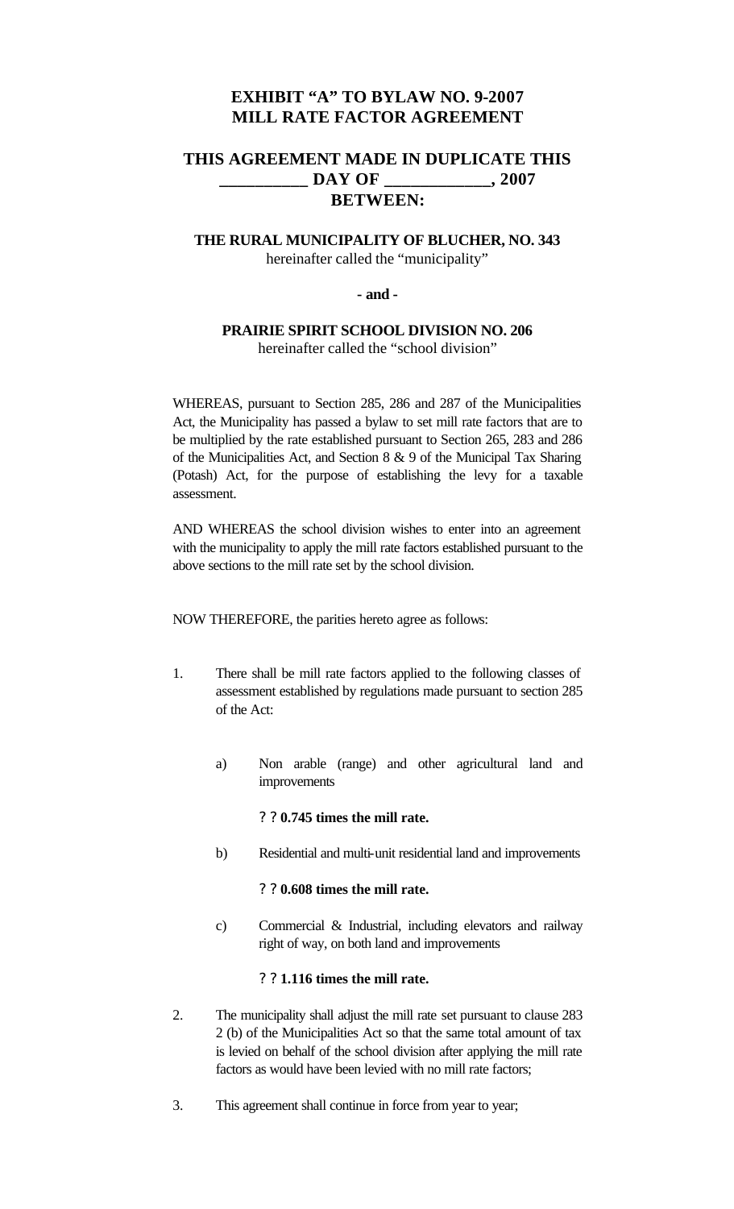# EXHIBIT "A" TO BYLAW NO. 9-2007
# MILL RATE FACTOR AGREEMENT

## THIS AGREEMENT MADE IN DUPLICATE THIS __________ DAY OF ____________, 2007 BETWEEN:

**THE RURAL MUNICIPALITY OF BLUCHER, NO. 343**
hereinafter called the "municipality"

**- and -**

**PRAIRIE SPIRIT SCHOOL DIVISION NO. 206**
hereinafter called the "school division"

WHEREAS, pursuant to Section 285, 286 and 287 of the Municipalities Act, the Municipality has passed a bylaw to set mill rate factors that are to be multiplied by the rate established pursuant to Section 265, 283 and 286 of the Municipalities Act, and Section 8 & 9 of the Municipal Tax Sharing (Potash) Act, for the purpose of establishing the levy for a taxable assessment.

AND WHEREAS the school division wishes to enter into an agreement with the municipality to apply the mill rate factors established pursuant to the above sections to the mill rate set by the school division.

NOW THEREFORE, the parities hereto agree as follows:

1. There shall be mill rate factors applied to the following classes of assessment established by regulations made pursuant to section 285 of the Act:

   a) Non arable (range) and other agricultural land and improvements

      ? ? **0.745 times the mill rate.**

   b) Residential and multi-unit residential land and improvements

      ? ? **0.608 times the mill rate.**

   c) Commercial & Industrial, including elevators and railway right of way, on both land and improvements

      ? ? **1.116 times the mill rate.**

2. The municipality shall adjust the mill rate set pursuant to clause 283 2 (b) of the Municipalities Act so that the same total amount of tax is levied on behalf of the school division after applying the mill rate factors as would have been levied with no mill rate factors;

3. This agreement shall continue in force from year to year;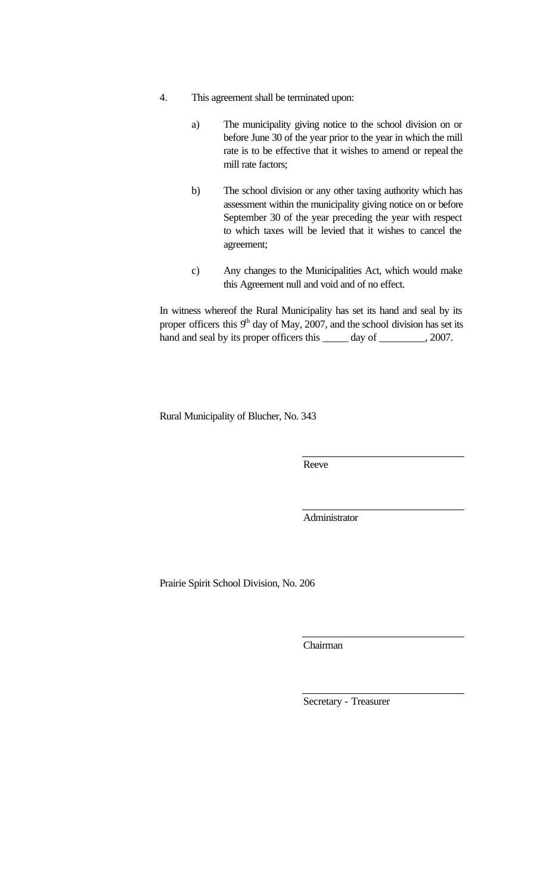4. This agreement shall be terminated upon:

   a) The municipality giving notice to the school division on or before June 30 of the year prior to the year in which the mill rate is to be effective that it wishes to amend or repeal the mill rate factors;

   b) The school division or any other taxing authority which has assessment within the municipality giving notice on or before September 30 of the year preceding the year with respect to which taxes will be levied that it wishes to cancel the agreement;

   c) Any changes to the Municipalities Act, which would make this Agreement null and void and of no effect.

In witness whereof the Rural Municipality has set its hand and seal by its proper officers this 9th day of May, 2007, and the school division has set its hand and seal by its proper officers this _____ day of _________, 2007.

Rural Municipality of Blucher, No. 343

______________________________
Reeve

______________________________
Administrator

Prairie Spirit School Division, No. 206

______________________________
Chairman

______________________________
Secretary - Treasurer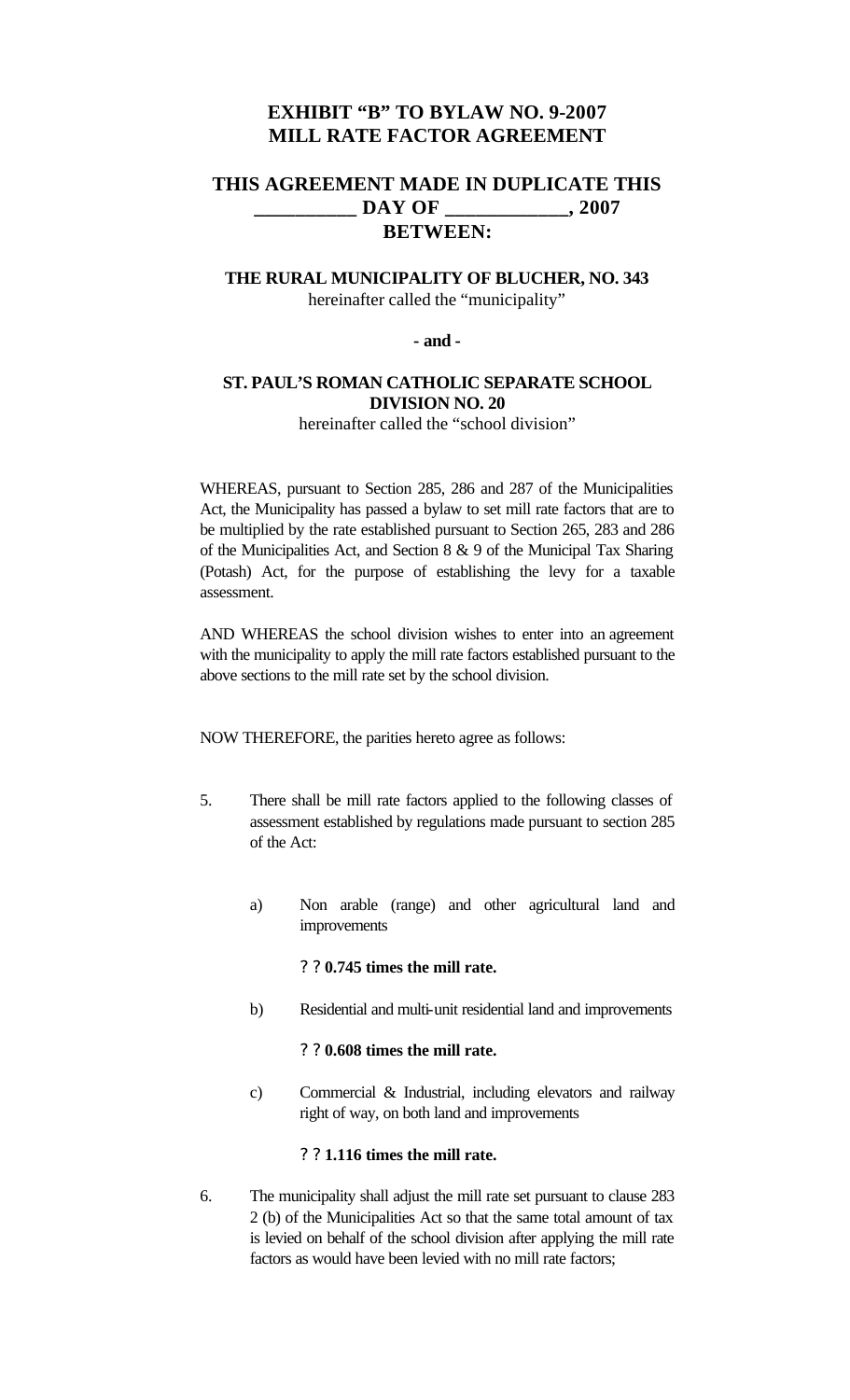# EXHIBIT "B" TO BYLAW NO. 9-2007
# MILL RATE FACTOR AGREEMENT

## THIS AGREEMENT MADE IN DUPLICATE THIS __________ DAY OF ____________, 2007
## BETWEEN:

**THE RURAL MUNICIPALITY OF BLUCHER, NO. 343**
hereinafter called the "municipality"

**- and -**

**ST. PAUL'S ROMAN CATHOLIC SEPARATE SCHOOL DIVISION NO. 20**
hereinafter called the "school division"

WHEREAS, pursuant to Section 285, 286 and 287 of the Municipalities Act, the Municipality has passed a bylaw to set mill rate factors that are to be multiplied by the rate established pursuant to Section 265, 283 and 286 of the Municipalities Act, and Section 8 & 9 of the Municipal Tax Sharing (Potash) Act, for the purpose of establishing the levy for a taxable assessment.

AND WHEREAS the school division wishes to enter into an agreement with the municipality to apply the mill rate factors established pursuant to the above sections to the mill rate set by the school division.

NOW THEREFORE, the parities hereto agree as follows:

5. There shall be mill rate factors applied to the following classes of assessment established by regulations made pursuant to section 285 of the Act:

   a) Non arable (range) and other agricultural land and improvements

      ? ? **0.745 times the mill rate.**

   b) Residential and multi-unit residential land and improvements

      ? ? **0.608 times the mill rate.**

   c) Commercial & Industrial, including elevators and railway right of way, on both land and improvements

      ? ? **1.116 times the mill rate.**

6. The municipality shall adjust the mill rate set pursuant to clause 283 2 (b) of the Municipalities Act so that the same total amount of tax is levied on behalf of the school division after applying the mill rate factors as would have been levied with no mill rate factors;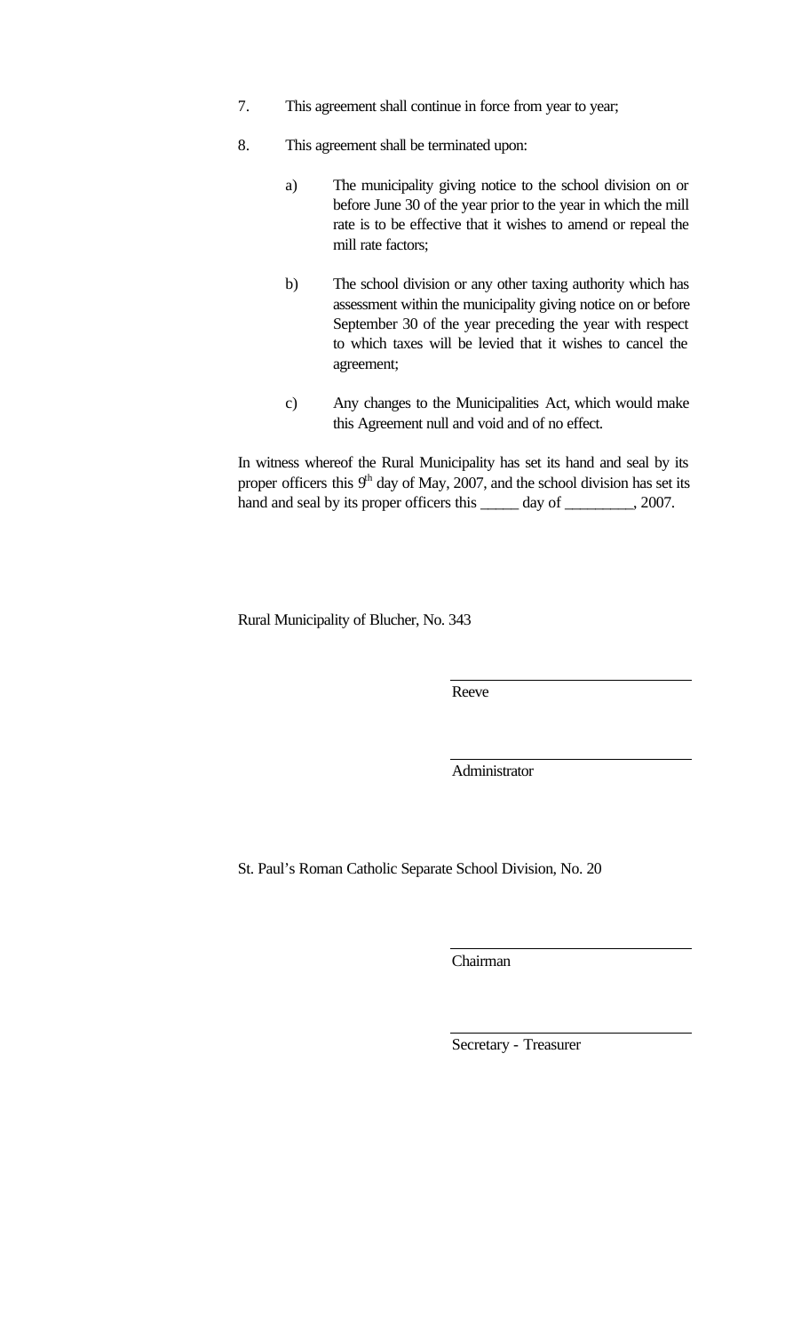7. This agreement shall continue in force from year to year;

8. This agreement shall be terminated upon:

   a) The municipality giving notice to the school division on or before June 30 of the year prior to the year in which the mill rate is to be effective that it wishes to amend or repeal the mill rate factors;

   b) The school division or any other taxing authority which has assessment within the municipality giving notice on or before September 30 of the year preceding the year with respect to which taxes will be levied that it wishes to cancel the agreement;

   c) Any changes to the Municipalities Act, which would make this Agreement null and void and of no effect.

In witness whereof the Rural Municipality has set its hand and seal by its proper officers this 9th day of May, 2007, and the school division has set its hand and seal by its proper officers this _____ day of _________, 2007.

Rural Municipality of Blucher, No. 343

______________________________
Reeve

______________________________
Administrator

St. Paul's Roman Catholic Separate School Division, No. 20

______________________________
Chairman

______________________________
Secretary - Treasurer